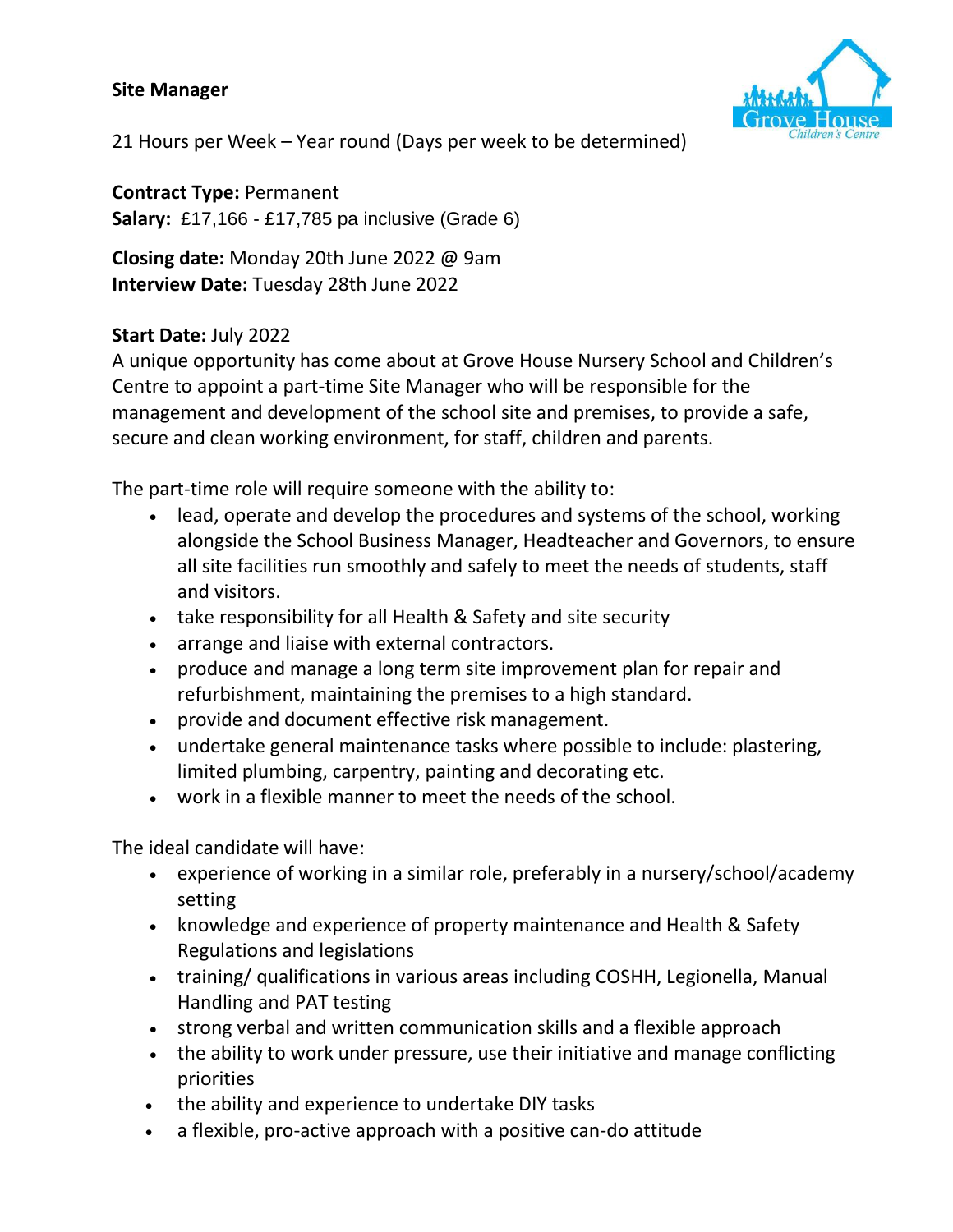# Site Manager

21 Hours per Week – Year round (Days per week to be determined)

**Contract Type:** Permanent
**Salary:** £17,166 - £17,785 pa inclusive (Grade 6)

**Closing date:** Monday 20th June 2022 @ 9am
**Interview Date:** Tuesday 28th June 2022

**Start Date:** July 2022

A unique opportunity has come about at Grove House Nursery School and Children's Centre to appoint a part-time Site Manager who will be responsible for the management and development of the school site and premises, to provide a safe, secure and clean working environment, for staff, children and parents.

The part-time role will require someone with the ability to:

- lead, operate and develop the procedures and systems of the school, working alongside the School Business Manager, Headteacher and Governors, to ensure all site facilities run smoothly and safely to meet the needs of students, staff and visitors.
- take responsibility for all Health & Safety and site security
- arrange and liaise with external contractors.
- produce and manage a long term site improvement plan for repair and refurbishment, maintaining the premises to a high standard.
- provide and document effective risk management.
- undertake general maintenance tasks where possible to include: plastering, limited plumbing, carpentry, painting and decorating etc.
- work in a flexible manner to meet the needs of the school.

The ideal candidate will have:

- experience of working in a similar role, preferably in a nursery/school/academy setting
- knowledge and experience of property maintenance and Health & Safety Regulations and legislations
- training/ qualifications in various areas including COSHH, Legionella, Manual Handling and PAT testing
- strong verbal and written communication skills and a flexible approach
- the ability to work under pressure, use their initiative and manage conflicting priorities
- the ability and experience to undertake DIY tasks
- a flexible, pro-active approach with a positive can-do attitude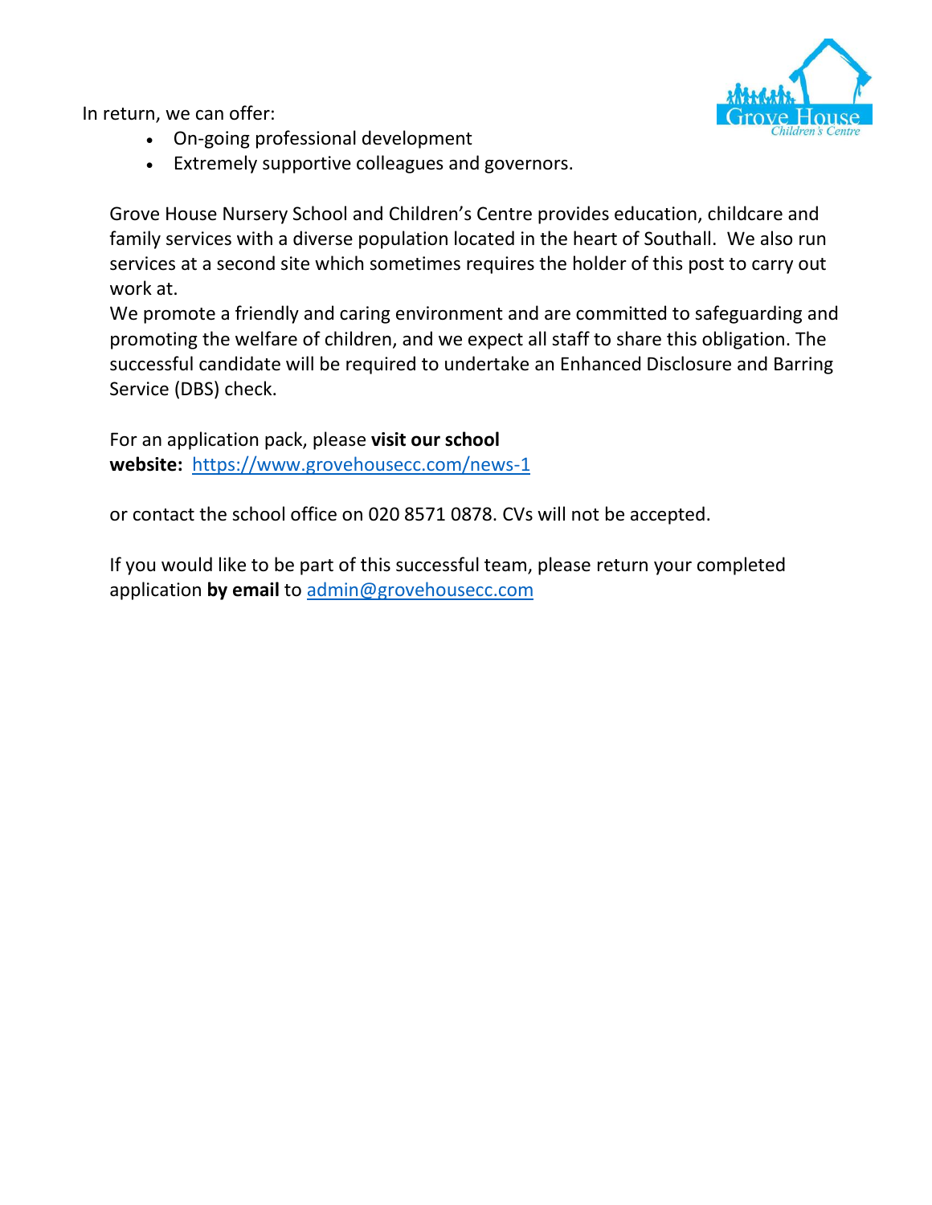In return, we can offer:

- On-going professional development
- Extremely supportive colleagues and governors.

Grove House Nursery School and Children's Centre provides education, childcare and family services with a diverse population located in the heart of Southall. We also run services at a second site which sometimes requires the holder of this post to carry out work at.
We promote a friendly and caring environment and are committed to safeguarding and promoting the welfare of children, and we expect all staff to share this obligation. The successful candidate will be required to undertake an Enhanced Disclosure and Barring Service (DBS) check.

For an application pack, please **visit our school website:** https://www.grovehousecc.com/news-1

or contact the school office on 020 8571 0878. CVs will not be accepted.

If you would like to be part of this successful team, please return your completed application **by email** to admin@grovehousecc.com